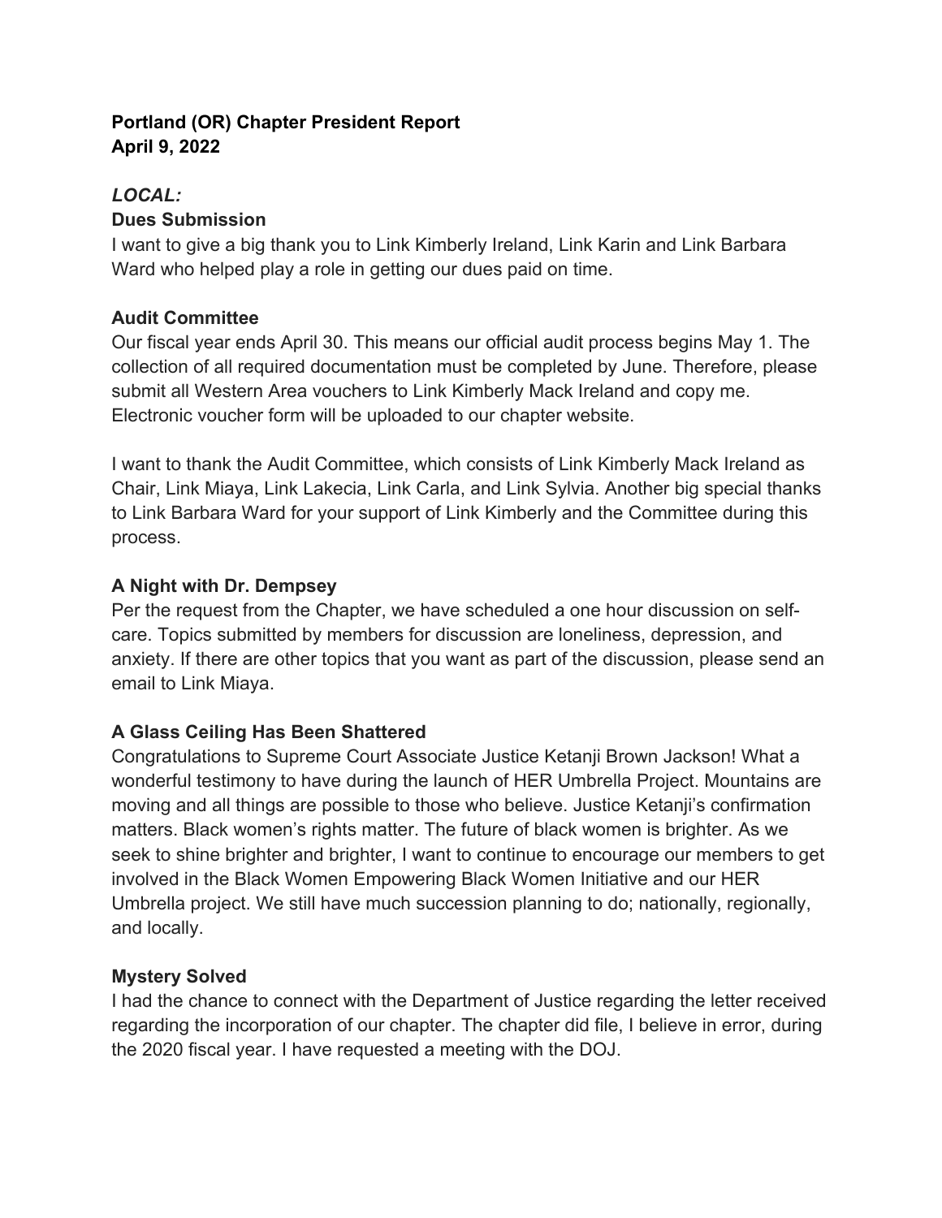**Portland (OR) Chapter President Report**
**April 9, 2022**

***LOCAL:***

**Dues Submission**

I want to give a big thank you to Link Kimberly Ireland, Link Karin and Link Barbara Ward who helped play a role in getting our dues paid on time.

**Audit Committee**

Our fiscal year ends April 30. This means our official audit process begins May 1. The collection of all required documentation must be completed by June. Therefore, please submit all Western Area vouchers to Link Kimberly Mack Ireland and copy me. Electronic voucher form will be uploaded to our chapter website.

I want to thank the Audit Committee, which consists of Link Kimberly Mack Ireland as Chair, Link Miaya, Link Lakecia, Link Carla, and Link Sylvia. Another big special thanks to Link Barbara Ward for your support of Link Kimberly and the Committee during this process.

**A Night with Dr. Dempsey**

Per the request from the Chapter, we have scheduled a one hour discussion on self-care. Topics submitted by members for discussion are loneliness, depression, and anxiety. If there are other topics that you want as part of the discussion, please send an email to Link Miaya.

**A Glass Ceiling Has Been Shattered**

Congratulations to Supreme Court Associate Justice Ketanji Brown Jackson! What a wonderful testimony to have during the launch of HER Umbrella Project. Mountains are moving and all things are possible to those who believe. Justice Ketanji's confirmation matters. Black women's rights matter. The future of black women is brighter. As we seek to shine brighter and brighter, I want to continue to encourage our members to get involved in the Black Women Empowering Black Women Initiative and our HER Umbrella project. We still have much succession planning to do; nationally, regionally, and locally.

**Mystery Solved**

I had the chance to connect with the Department of Justice regarding the letter received regarding the incorporation of our chapter. The chapter did file, I believe in error, during the 2020 fiscal year. I have requested a meeting with the DOJ.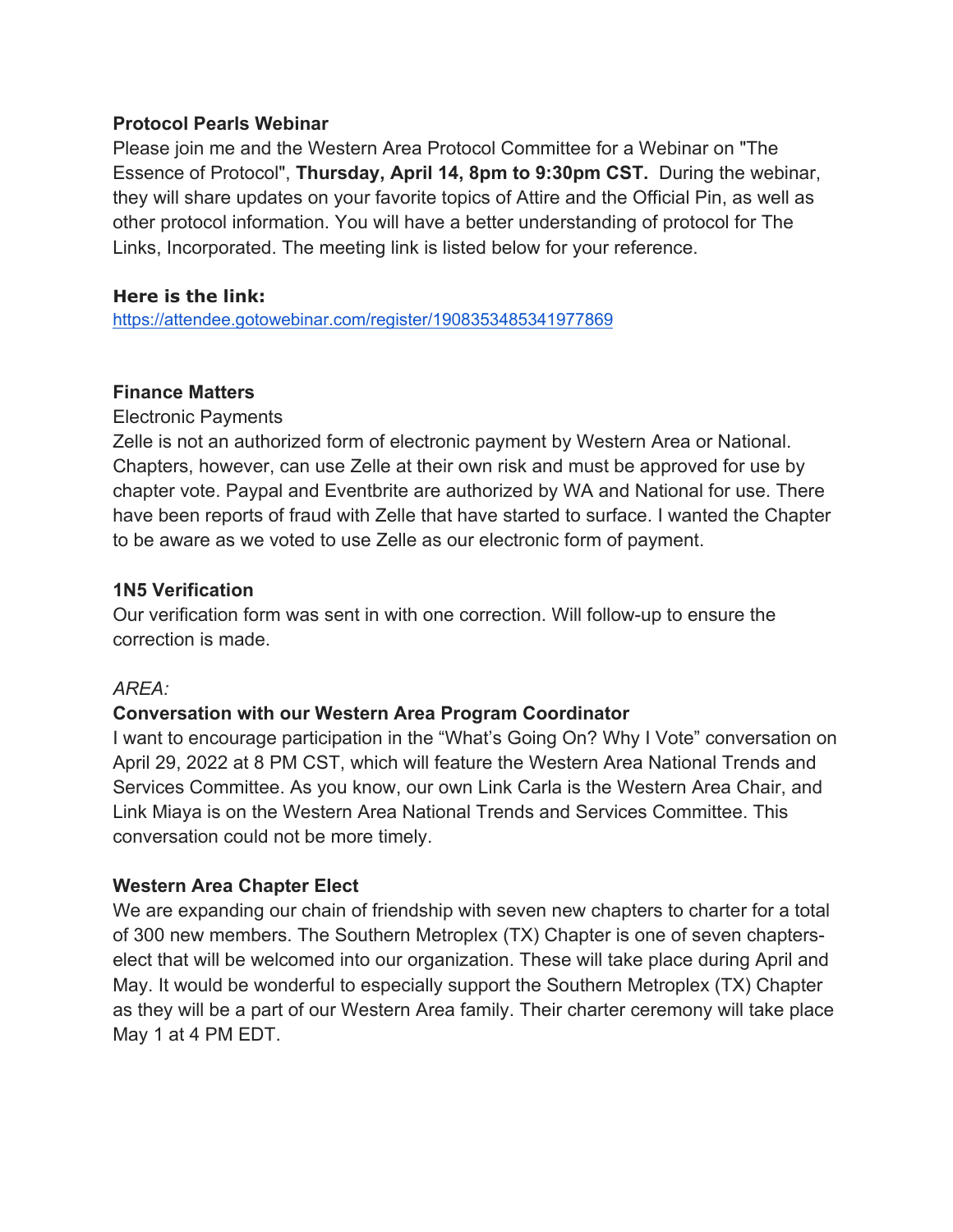**Protocol Pearls Webinar**

Please join me and the Western Area Protocol Committee for a Webinar on "The Essence of Protocol", **Thursday, April 14, 8pm to 9:30pm CST.** During the webinar, they will share updates on your favorite topics of Attire and the Official Pin, as well as other protocol information. You will have a better understanding of protocol for The Links, Incorporated. The meeting link is listed below for your reference.

**Here is the link:**
https://attendee.gotowebinar.com/register/1908353485341977869

**Finance Matters**

Electronic Payments

Zelle is not an authorized form of electronic payment by Western Area or National. Chapters, however, can use Zelle at their own risk and must be approved for use by chapter vote. Paypal and Eventbrite are authorized by WA and National for use. There have been reports of fraud with Zelle that have started to surface. I wanted the Chapter to be aware as we voted to use Zelle as our electronic form of payment.

**1N5 Verification**

Our verification form was sent in with one correction. Will follow-up to ensure the correction is made.

*AREA:*

**Conversation with our Western Area Program Coordinator**

I want to encourage participation in the "What's Going On? Why I Vote" conversation on April 29, 2022 at 8 PM CST, which will feature the Western Area National Trends and Services Committee. As you know, our own Link Carla is the Western Area Chair, and Link Miaya is on the Western Area National Trends and Services Committee. This conversation could not be more timely.

**Western Area Chapter Elect**

We are expanding our chain of friendship with seven new chapters to charter for a total of 300 new members. The Southern Metroplex (TX) Chapter is one of seven chapters-elect that will be welcomed into our organization. These will take place during April and May. It would be wonderful to especially support the Southern Metroplex (TX) Chapter as they will be a part of our Western Area family. Their charter ceremony will take place May 1 at 4 PM EDT.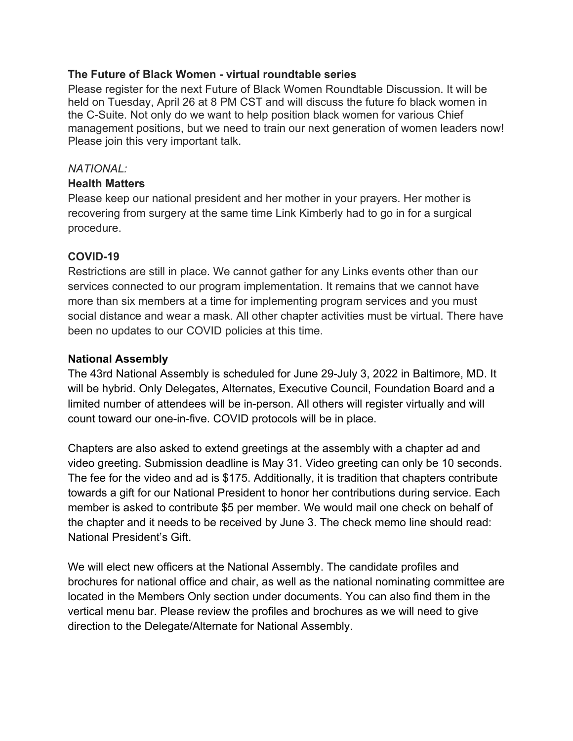**The Future of Black Women - virtual roundtable series**

Please register for the next Future of Black Women Roundtable Discussion. It will be held on Tuesday, April 26 at 8 PM CST and will discuss the future fo black women in the C-Suite. Not only do we want to help position black women for various Chief management positions, but we need to train our next generation of women leaders now! Please join this very important talk.

*NATIONAL:*

**Health Matters**

Please keep our national president and her mother in your prayers. Her mother is recovering from surgery at the same time Link Kimberly had to go in for a surgical procedure.

**COVID-19**

Restrictions are still in place. We cannot gather for any Links events other than our services connected to our program implementation. It remains that we cannot have more than six members at a time for implementing program services and you must social distance and wear a mask. All other chapter activities must be virtual. There have been no updates to our COVID policies at this time.

**National Assembly**

The 43rd National Assembly is scheduled for June 29-July 3, 2022 in Baltimore, MD. It will be hybrid. Only Delegates, Alternates, Executive Council, Foundation Board and a limited number of attendees will be in-person. All others will register virtually and will count toward our one-in-five. COVID protocols will be in place.

Chapters are also asked to extend greetings at the assembly with a chapter ad and video greeting. Submission deadline is May 31. Video greeting can only be 10 seconds. The fee for the video and ad is $175. Additionally, it is tradition that chapters contribute towards a gift for our National President to honor her contributions during service. Each member is asked to contribute $5 per member. We would mail one check on behalf of the chapter and it needs to be received by June 3. The check memo line should read: National President's Gift.

We will elect new officers at the National Assembly. The candidate profiles and brochures for national office and chair, as well as the national nominating committee are located in the Members Only section under documents. You can also find them in the vertical menu bar. Please review the profiles and brochures as we will need to give direction to the Delegate/Alternate for National Assembly.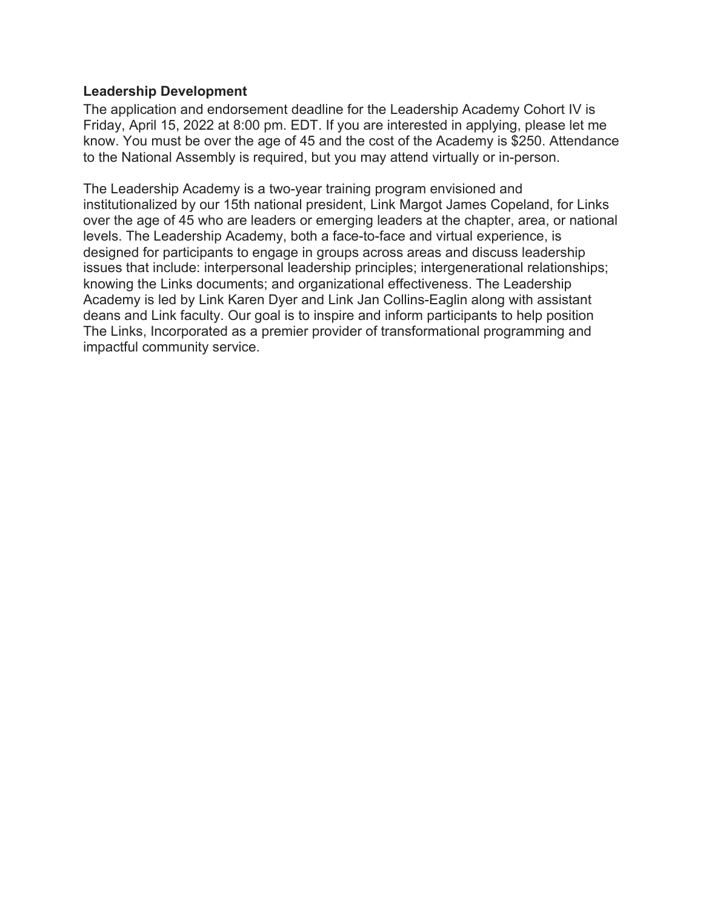**Leadership Development**

The application and endorsement deadline for the Leadership Academy Cohort IV is Friday, April 15, 2022 at 8:00 pm. EDT. If you are interested in applying, please let me know. You must be over the age of 45 and the cost of the Academy is $250. Attendance to the National Assembly is required, but you may attend virtually or in-person.

The Leadership Academy is a two-year training program envisioned and institutionalized by our 15th national president, Link Margot James Copeland, for Links over the age of 45 who are leaders or emerging leaders at the chapter, area, or national levels. The Leadership Academy, both a face-to-face and virtual experience, is designed for participants to engage in groups across areas and discuss leadership issues that include: interpersonal leadership principles; intergenerational relationships; knowing the Links documents; and organizational effectiveness. The Leadership Academy is led by Link Karen Dyer and Link Jan Collins-Eaglin along with assistant deans and Link faculty. Our goal is to inspire and inform participants to help position The Links, Incorporated as a premier provider of transformational programming and impactful community service.